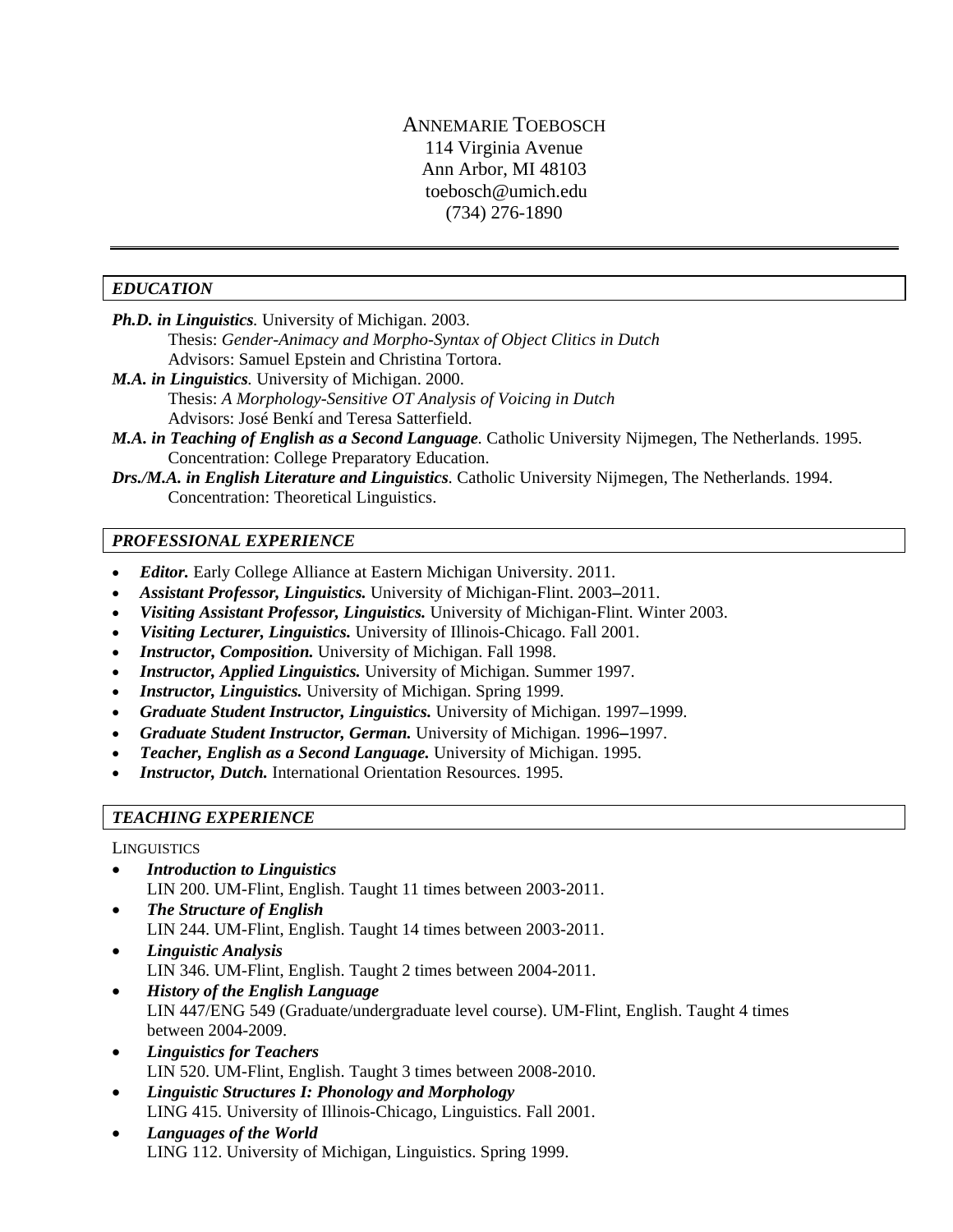# ANNEMARIE TOEBOSCH

114 Virginia Avenue
Ann Arbor, MI 48103
toebosch@umich.edu
(734) 276-1890

---

## *EDUCATION*

***Ph.D. in Linguistics***. University of Michigan. 2003.
Thesis: *Gender-Animacy and Morpho-Syntax of Object Clitics in Dutch*
Advisors: Samuel Epstein and Christina Tortora.

***M.A. in Linguistics***. University of Michigan. 2000.
Thesis: *A Morphology-Sensitive OT Analysis of Voicing in Dutch*
Advisors: José Benkí and Teresa Satterfield.

***M.A. in Teaching of English as a Second Language***. Catholic University Nijmegen, The Netherlands. 1995.
Concentration: College Preparatory Education.

***Drs./M.A. in English Literature and Linguistics***. Catholic University Nijmegen, The Netherlands. 1994.
Concentration: Theoretical Linguistics.

## *PROFESSIONAL EXPERIENCE*

- ***Editor.*** Early College Alliance at Eastern Michigan University. 2011.
- ***Assistant Professor, Linguistics.*** University of Michigan-Flint. 2003–2011.
- ***Visiting Assistant Professor, Linguistics.*** University of Michigan-Flint. Winter 2003.
- ***Visiting Lecturer, Linguistics.*** University of Illinois-Chicago. Fall 2001.
- ***Instructor, Composition.*** University of Michigan. Fall 1998.
- ***Instructor, Applied Linguistics.*** University of Michigan. Summer 1997.
- ***Instructor, Linguistics.*** University of Michigan. Spring 1999.
- ***Graduate Student Instructor, Linguistics.*** University of Michigan. 1997–1999.
- ***Graduate Student Instructor, German.*** University of Michigan. 1996–1997.
- ***Teacher, English as a Second Language.*** University of Michigan. 1995.
- ***Instructor, Dutch.*** International Orientation Resources. 1995.

## *TEACHING EXPERIENCE*

### LINGUISTICS

- ***Introduction to Linguistics***
  LIN 200. UM-Flint, English. Taught 11 times between 2003-2011.
- ***The Structure of English***
  LIN 244. UM-Flint, English. Taught 14 times between 2003-2011.
- ***Linguistic Analysis***
  LIN 346. UM-Flint, English. Taught 2 times between 2004-2011.
- ***History of the English Language***
  LIN 447/ENG 549 (Graduate/undergraduate level course). UM-Flint, English. Taught 4 times between 2004-2009.
- ***Linguistics for Teachers***
  LIN 520. UM-Flint, English. Taught 3 times between 2008-2010.
- ***Linguistic Structures I: Phonology and Morphology***
  LING 415. University of Illinois-Chicago, Linguistics. Fall 2001.
- ***Languages of the World***
  LING 112. University of Michigan, Linguistics. Spring 1999.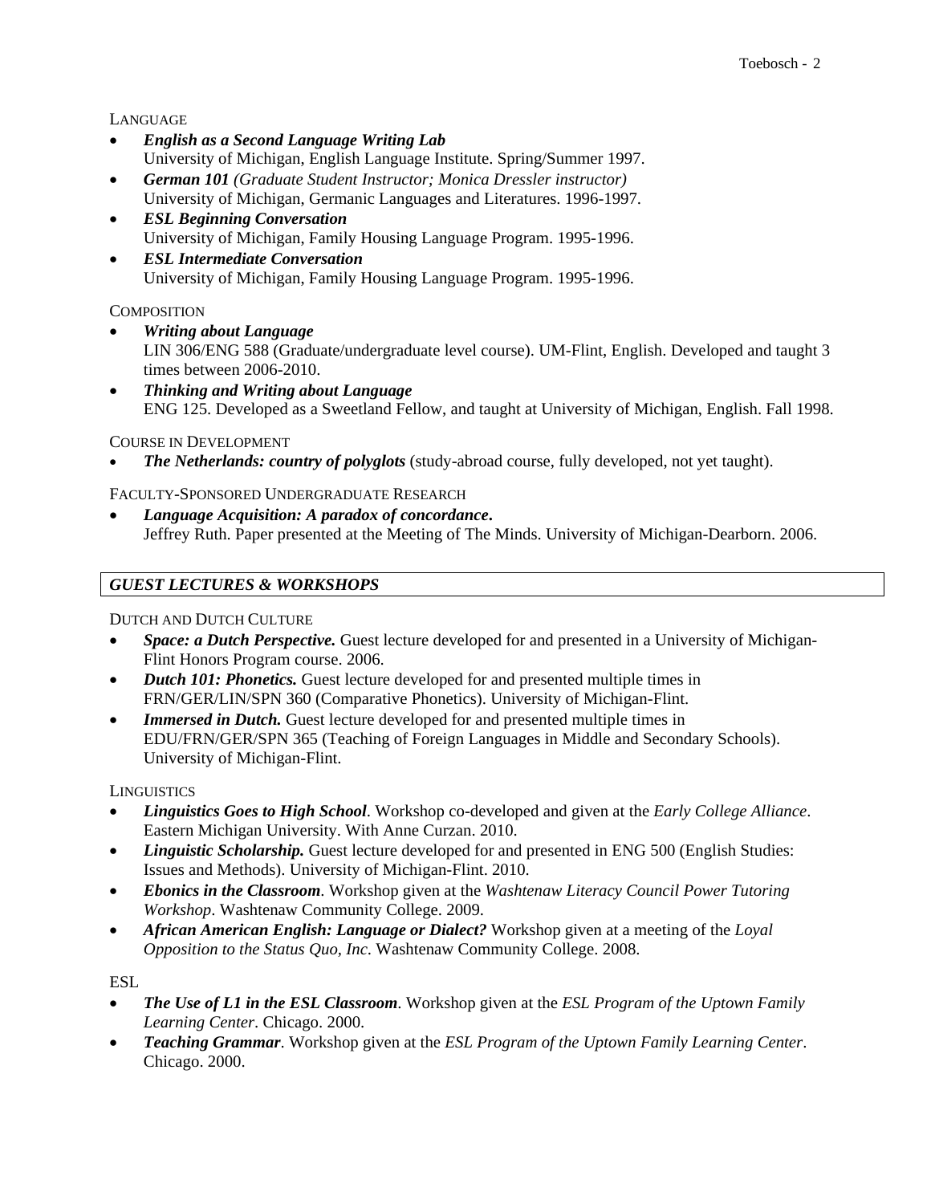### Language

- ***English as a Second Language Writing Lab***
  University of Michigan, English Language Institute. Spring/Summer 1997.
- ***German 101*** *(Graduate Student Instructor; Monica Dressler instructor)*
  University of Michigan, Germanic Languages and Literatures. 1996-1997.
- ***ESL Beginning Conversation***
  University of Michigan, Family Housing Language Program. 1995-1996.
- ***ESL Intermediate Conversation***
  University of Michigan, Family Housing Language Program. 1995-1996.

### Composition

- ***Writing about Language***
  LIN 306/ENG 588 (Graduate/undergraduate level course). UM-Flint, English. Developed and taught 3 times between 2006-2010.
- ***Thinking and Writing about Language***
  ENG 125. Developed as a Sweetland Fellow, and taught at University of Michigan, English. Fall 1998.

### Course in Development

- ***The Netherlands: country of polyglots*** (study-abroad course, fully developed, not yet taught).

### Faculty-Sponsored Undergraduate Research

- ***Language Acquisition: A paradox of concordance*.**
  Jeffrey Ruth. Paper presented at the Meeting of The Minds. University of Michigan-Dearborn. 2006.

## *GUEST LECTURES & WORKSHOPS*

### Dutch and Dutch Culture

- ***Space: a Dutch Perspective.*** Guest lecture developed for and presented in a University of Michigan-Flint Honors Program course. 2006.
- ***Dutch 101: Phonetics.*** Guest lecture developed for and presented multiple times in FRN/GER/LIN/SPN 360 (Comparative Phonetics). University of Michigan-Flint.
- ***Immersed in Dutch.*** Guest lecture developed for and presented multiple times in EDU/FRN/GER/SPN 365 (Teaching of Foreign Languages in Middle and Secondary Schools). University of Michigan-Flint.

### Linguistics

- ***Linguistics Goes to High School***. Workshop co-developed and given at the *Early College Alliance*. Eastern Michigan University. With Anne Curzan. 2010.
- ***Linguistic Scholarship.*** Guest lecture developed for and presented in ENG 500 (English Studies: Issues and Methods). University of Michigan-Flint. 2010.
- ***Ebonics in the Classroom***. Workshop given at the *Washtenaw Literacy Council Power Tutoring Workshop*. Washtenaw Community College. 2009.
- ***African American English: Language or Dialect?*** Workshop given at a meeting of the *Loyal Opposition to the Status Quo, Inc*. Washtenaw Community College. 2008.

### ESL

- ***The Use of L1 in the ESL Classroom***. Workshop given at the *ESL Program of the Uptown Family Learning Center*. Chicago. 2000.
- ***Teaching Grammar***. Workshop given at the *ESL Program of the Uptown Family Learning Center*. Chicago. 2000.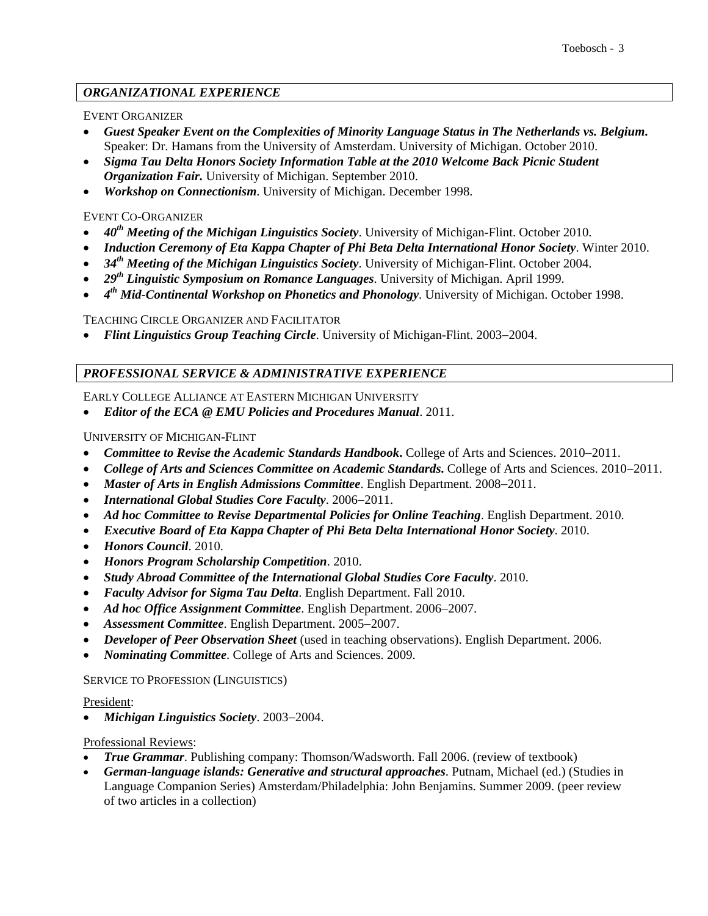## *ORGANIZATIONAL EXPERIENCE*

EVENT ORGANIZER

- ***Guest Speaker Event on the Complexities of Minority Language Status in The Netherlands vs. Belgium.*** Speaker: Dr. Hamans from the University of Amsterdam. University of Michigan. October 2010.
- ***Sigma Tau Delta Honors Society Information Table at the 2010 Welcome Back Picnic Student Organization Fair.*** University of Michigan. September 2010.
- ***Workshop on Connectionism***. University of Michigan. December 1998.

EVENT CO-ORGANIZER

- ***40th Meeting of the Michigan Linguistics Society***. University of Michigan-Flint. October 2010.
- ***Induction Ceremony of Eta Kappa Chapter of Phi Beta Delta International Honor Society***. Winter 2010.
- ***34th Meeting of the Michigan Linguistics Society***. University of Michigan-Flint. October 2004.
- ***29th Linguistic Symposium on Romance Languages***. University of Michigan. April 1999.
- ***4th Mid-Continental Workshop on Phonetics and Phonology***. University of Michigan. October 1998.

TEACHING CIRCLE ORGANIZER AND FACILITATOR

- ***Flint Linguistics Group Teaching Circle***. University of Michigan-Flint. 2003−2004.

## *PROFESSIONAL SERVICE & ADMINISTRATIVE EXPERIENCE*

EARLY COLLEGE ALLIANCE AT EASTERN MICHIGAN UNIVERSITY

- ***Editor of the ECA @ EMU Policies and Procedures Manual***. 2011.

UNIVERSITY OF MICHIGAN-FLINT

- ***Committee to Revise the Academic Standards Handbook.*** College of Arts and Sciences. 2010−2011.
- ***College of Arts and Sciences Committee on Academic Standards.*** College of Arts and Sciences. 2010−2011.
- ***Master of Arts in English Admissions Committee***. English Department. 2008−2011.
- ***International Global Studies Core Faculty***. 2006−2011.
- ***Ad hoc Committee to Revise Departmental Policies for Online Teaching***. English Department. 2010.
- ***Executive Board of Eta Kappa Chapter of Phi Beta Delta International Honor Society***. 2010.
- ***Honors Council***. 2010.
- ***Honors Program Scholarship Competition***. 2010.
- ***Study Abroad Committee of the International Global Studies Core Faculty***. 2010.
- ***Faculty Advisor for Sigma Tau Delta***. English Department. Fall 2010.
- ***Ad hoc Office Assignment Committee***. English Department. 2006−2007.
- ***Assessment Committee***. English Department. 2005−2007.
- ***Developer of Peer Observation Sheet*** (used in teaching observations). English Department. 2006.
- ***Nominating Committee***. College of Arts and Sciences. 2009.

SERVICE TO PROFESSION (LINGUISTICS)

President:

- ***Michigan Linguistics Society***. 2003−2004.

Professional Reviews:

- ***True Grammar***. Publishing company: Thomson/Wadsworth. Fall 2006. (review of textbook)
- ***German-language islands: Generative and structural approaches***. Putnam, Michael (ed.) (Studies in Language Companion Series) Amsterdam/Philadelphia: John Benjamins. Summer 2009. (peer review of two articles in a collection)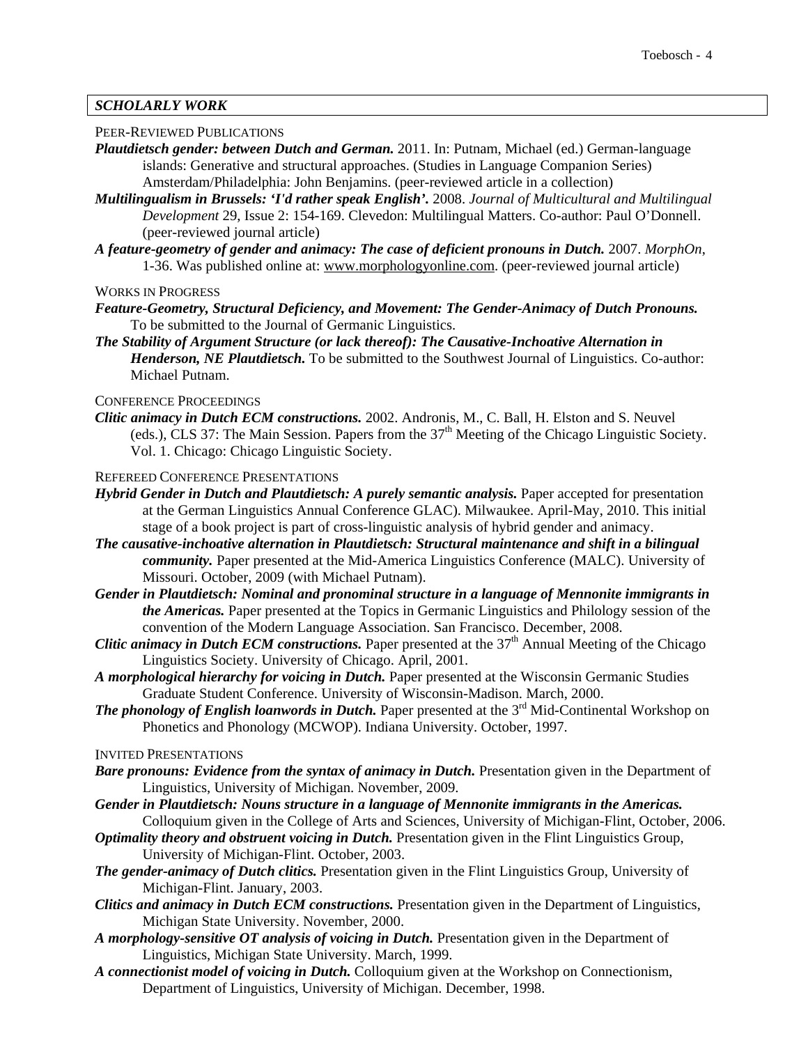## *SCHOLARLY WORK*

### PEER-REVIEWED PUBLICATIONS

***Plautdietsch gender: between Dutch and German.*** 2011. In: Putnam, Michael (ed.) German-language islands: Generative and structural approaches. (Studies in Language Companion Series) Amsterdam/Philadelphia: John Benjamins. (peer-reviewed article in a collection)

***Multilingualism in Brussels: 'I'd rather speak English'.*** 2008. *Journal of Multicultural and Multilingual Development* 29, Issue 2: 154-169. Clevedon: Multilingual Matters. Co-author: Paul O'Donnell. (peer-reviewed journal article)

***A feature-geometry of gender and animacy: The case of deficient pronouns in Dutch.*** 2007. *MorphOn*, 1-36. Was published online at: www.morphologyonline.com. (peer-reviewed journal article)

### WORKS IN PROGRESS

***Feature-Geometry, Structural Deficiency, and Movement: The Gender-Animacy of Dutch Pronouns.*** To be submitted to the Journal of Germanic Linguistics.

***The Stability of Argument Structure (or lack thereof): The Causative-Inchoative Alternation in Henderson, NE Plautdietsch.*** To be submitted to the Southwest Journal of Linguistics. Co-author: Michael Putnam.

### CONFERENCE PROCEEDINGS

***Clitic animacy in Dutch ECM constructions.*** 2002. Andronis, M., C. Ball, H. Elston and S. Neuvel (eds.), CLS 37: The Main Session. Papers from the 37th Meeting of the Chicago Linguistic Society. Vol. 1. Chicago: Chicago Linguistic Society.

### REFEREED CONFERENCE PRESENTATIONS

***Hybrid Gender in Dutch and Plautdietsch: A purely semantic analysis.*** Paper accepted for presentation at the German Linguistics Annual Conference GLAC). Milwaukee. April-May, 2010. This initial stage of a book project is part of cross-linguistic analysis of hybrid gender and animacy.

***The causative-inchoative alternation in Plautdietsch: Structural maintenance and shift in a bilingual community.*** Paper presented at the Mid-America Linguistics Conference (MALC). University of Missouri. October, 2009 (with Michael Putnam).

***Gender in Plautdietsch: Nominal and pronominal structure in a language of Mennonite immigrants in the Americas.*** Paper presented at the Topics in Germanic Linguistics and Philology session of the convention of the Modern Language Association. San Francisco. December, 2008.

***Clitic animacy in Dutch ECM constructions.*** Paper presented at the 37th Annual Meeting of the Chicago Linguistics Society. University of Chicago. April, 2001.

***A morphological hierarchy for voicing in Dutch.*** Paper presented at the Wisconsin Germanic Studies Graduate Student Conference. University of Wisconsin-Madison. March, 2000.

***The phonology of English loanwords in Dutch.*** Paper presented at the 3rd Mid-Continental Workshop on Phonetics and Phonology (MCWOP). Indiana University. October, 1997.

### INVITED PRESENTATIONS

***Bare pronouns: Evidence from the syntax of animacy in Dutch.*** Presentation given in the Department of Linguistics, University of Michigan. November, 2009.

***Gender in Plautdietsch: Nouns structure in a language of Mennonite immigrants in the Americas.*** Colloquium given in the College of Arts and Sciences, University of Michigan-Flint, October, 2006.

***Optimality theory and obstruent voicing in Dutch.*** Presentation given in the Flint Linguistics Group, University of Michigan-Flint. October, 2003.

***The gender-animacy of Dutch clitics.*** Presentation given in the Flint Linguistics Group, University of Michigan-Flint. January, 2003.

***Clitics and animacy in Dutch ECM constructions.*** Presentation given in the Department of Linguistics, Michigan State University. November, 2000.

***A morphology-sensitive OT analysis of voicing in Dutch.*** Presentation given in the Department of Linguistics, Michigan State University. March, 1999.

***A connectionist model of voicing in Dutch.*** Colloquium given at the Workshop on Connectionism, Department of Linguistics, University of Michigan. December, 1998.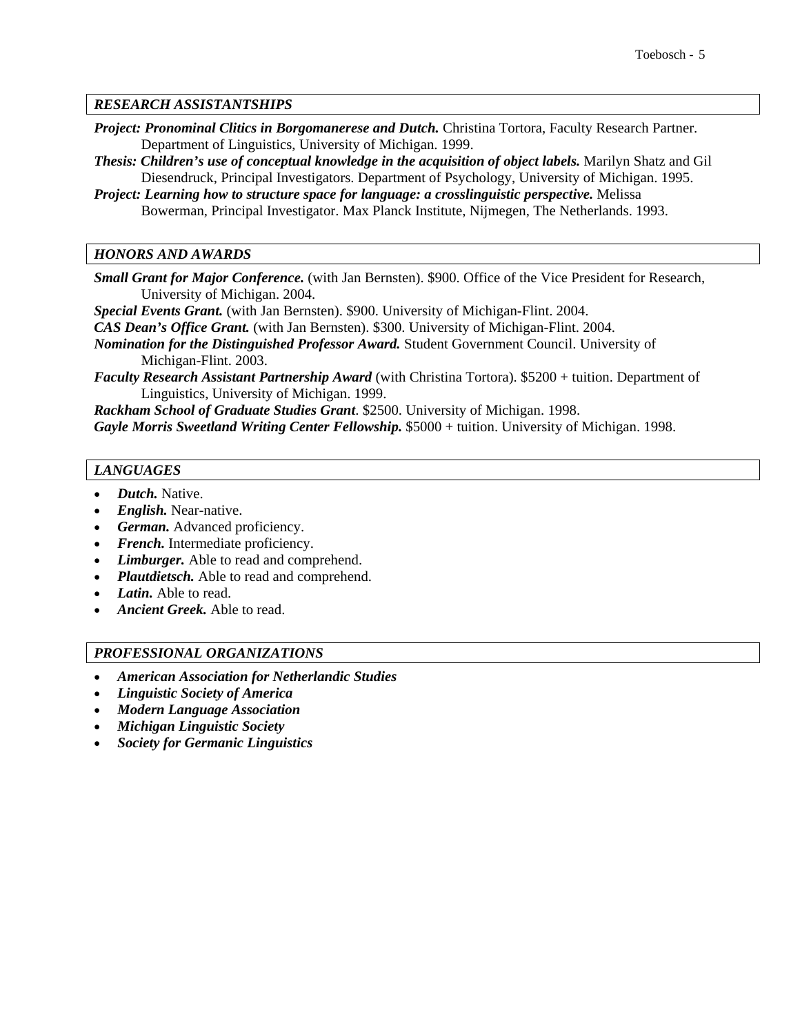## *RESEARCH ASSISTANTSHIPS*

***Project: Pronominal Clitics in Borgomanerese and Dutch.*** Christina Tortora, Faculty Research Partner. Department of Linguistics, University of Michigan. 1999.

***Thesis: Children's use of conceptual knowledge in the acquisition of object labels.*** Marilyn Shatz and Gil Diesendruck, Principal Investigators. Department of Psychology, University of Michigan. 1995.

***Project: Learning how to structure space for language: a crosslinguistic perspective.*** Melissa Bowerman, Principal Investigator. Max Planck Institute, Nijmegen, The Netherlands. 1993.

## *HONORS AND AWARDS*

***Small Grant for Major Conference.*** (with Jan Bernsten). $900. Office of the Vice President for Research, University of Michigan. 2004.

***Special Events Grant.*** (with Jan Bernsten). $900. University of Michigan-Flint. 2004.

***CAS Dean's Office Grant.*** (with Jan Bernsten). $300. University of Michigan-Flint. 2004.

***Nomination for the Distinguished Professor Award.*** Student Government Council. University of Michigan-Flint. 2003.

***Faculty Research Assistant Partnership Award*** (with Christina Tortora). $5200 + tuition. Department of Linguistics, University of Michigan. 1999.

***Rackham School of Graduate Studies Grant***. $2500. University of Michigan. 1998.

***Gayle Morris Sweetland Writing Center Fellowship.*** $5000 + tuition. University of Michigan. 1998.

## *LANGUAGES*

- ***Dutch.*** Native.
- ***English.*** Near-native.
- ***German.*** Advanced proficiency.
- ***French.*** Intermediate proficiency.
- ***Limburger.*** Able to read and comprehend.
- ***Plautdietsch.*** Able to read and comprehend.
- ***Latin.*** Able to read.
- ***Ancient Greek.*** Able to read.

## *PROFESSIONAL ORGANIZATIONS*

- ***American Association for Netherlandic Studies***
- ***Linguistic Society of America***
- ***Modern Language Association***
- ***Michigan Linguistic Society***
- ***Society for Germanic Linguistics***